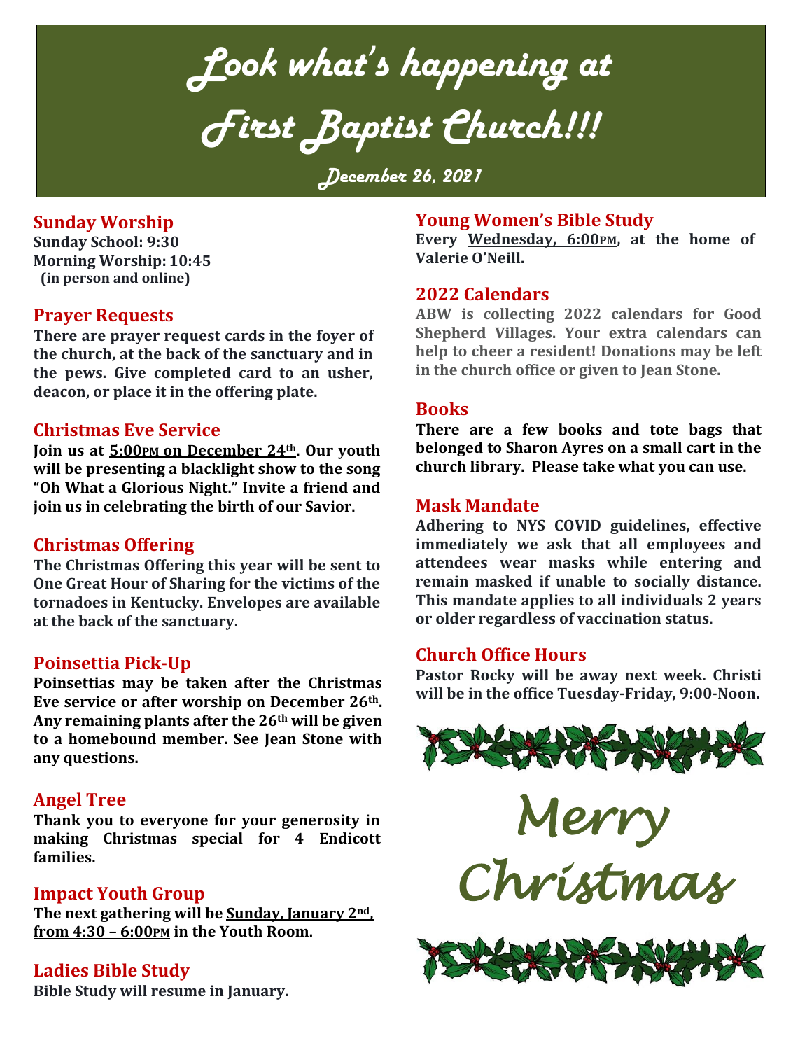# Look what's happening at First Baptist Church!!!

**December 26, 2021**

## Sunday Worship

**Sunday School: 9:30**
**Morning Worship: 10:45**
**(in person and online)**

## Prayer Requests

**There are prayer request cards in the foyer of the church, at the back of the sanctuary and in the pews. Give completed card to an usher, deacon, or place it in the offering plate.**

## Christmas Eve Service

**Join us at 5:00PM on December 24th. Our youth will be presenting a blacklight show to the song "Oh What a Glorious Night." Invite a friend and join us in celebrating the birth of our Savior.**

## Christmas Offering

**The Christmas Offering this year will be sent to One Great Hour of Sharing for the victims of the tornadoes in Kentucky. Envelopes are available at the back of the sanctuary.**

## Poinsettia Pick-Up

**Poinsettias may be taken after the Christmas Eve service or after worship on December 26th. Any remaining plants after the 26th will be given to a homebound member. See Jean Stone with any questions.**

## Angel Tree

**Thank you to everyone for your generosity in making Christmas special for 4 Endicott families.**

## Impact Youth Group

**The next gathering will be Sunday, January 2nd, from 4:30 – 6:00PM in the Youth Room.**

## Ladies Bible Study

**Bible Study will resume in January.**

## Young Women's Bible Study

**Every Wednesday, 6:00PM, at the home of Valerie O'Neill.**

## 2022 Calendars

**ABW is collecting 2022 calendars for Good Shepherd Villages. Your extra calendars can help to cheer a resident! Donations may be left in the church office or given to Jean Stone.**

## Books

**There are a few books and tote bags that belonged to Sharon Ayres on a small cart in the church library. Please take what you can use.**

## Mask Mandate

**Adhering to NYS COVID guidelines, effective immediately we ask that all employees and attendees wear masks while entering and remain masked if unable to socially distance. This mandate applies to all individuals 2 years or older regardless of vaccination status.**

## Church Office Hours

**Pastor Rocky will be away next week. Christi will be in the office Tuesday-Friday, 9:00-Noon.**

*Merry Christmas*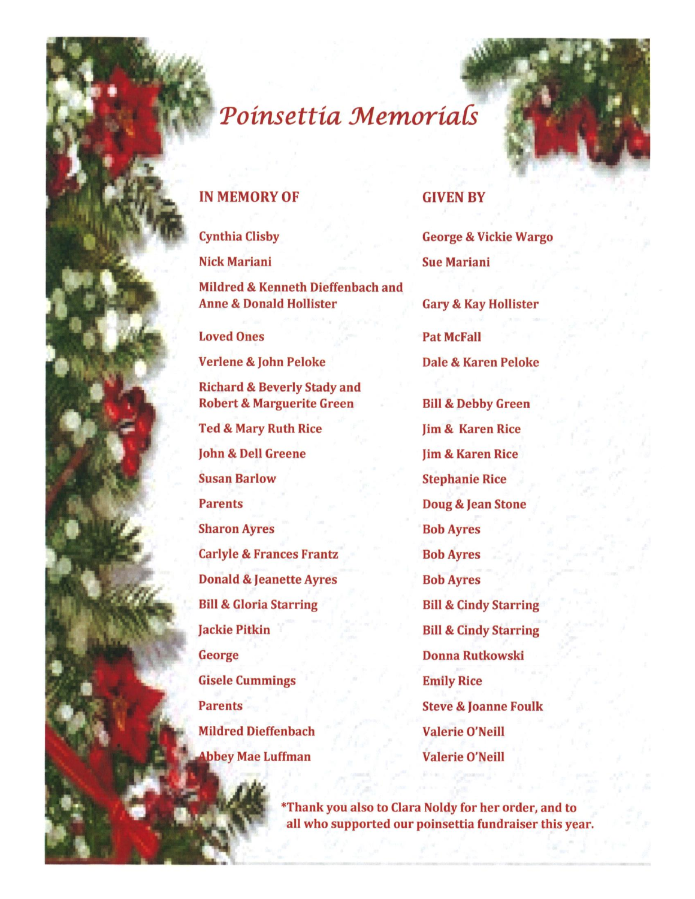# *Poinsettia Memorials*

| IN MEMORY OF | GIVEN BY |
|---|---|
| Cynthia Clisby | George & Vickie Wargo |
| Nick Mariani | Sue Mariani |
| Mildred & Kenneth Dieffenbach and Anne & Donald Hollister | Gary & Kay Hollister |
| Loved Ones | Pat McFall |
| Verlene & John Peloke | Dale & Karen Peloke |
| Richard & Beverly Stady and Robert & Marguerite Green | Bill & Debby Green |
| Ted & Mary Ruth Rice | Jim & Karen Rice |
| John & Dell Greene | Jim & Karen Rice |
| Susan Barlow | Stephanie Rice |
| Parents | Doug & Jean Stone |
| Sharon Ayres | Bob Ayres |
| Carlyle & Frances Frantz | Bob Ayres |
| Donald & Jeanette Ayres | Bob Ayres |
| Bill & Gloria Starring | Bill & Cindy Starring |
| Jackie Pitkin | Bill & Cindy Starring |
| George | Donna Rutkowski |
| Gisele Cummings | Emily Rice |
| Parents | Steve & Joanne Foulk |
| Mildred Dieffenbach | Valerie O'Neill |
| Abbey Mae Luffman | Valerie O'Neill |

*Thank you also to Clara Noldy for her order, and to all who supported our poinsettia fundraiser this year.